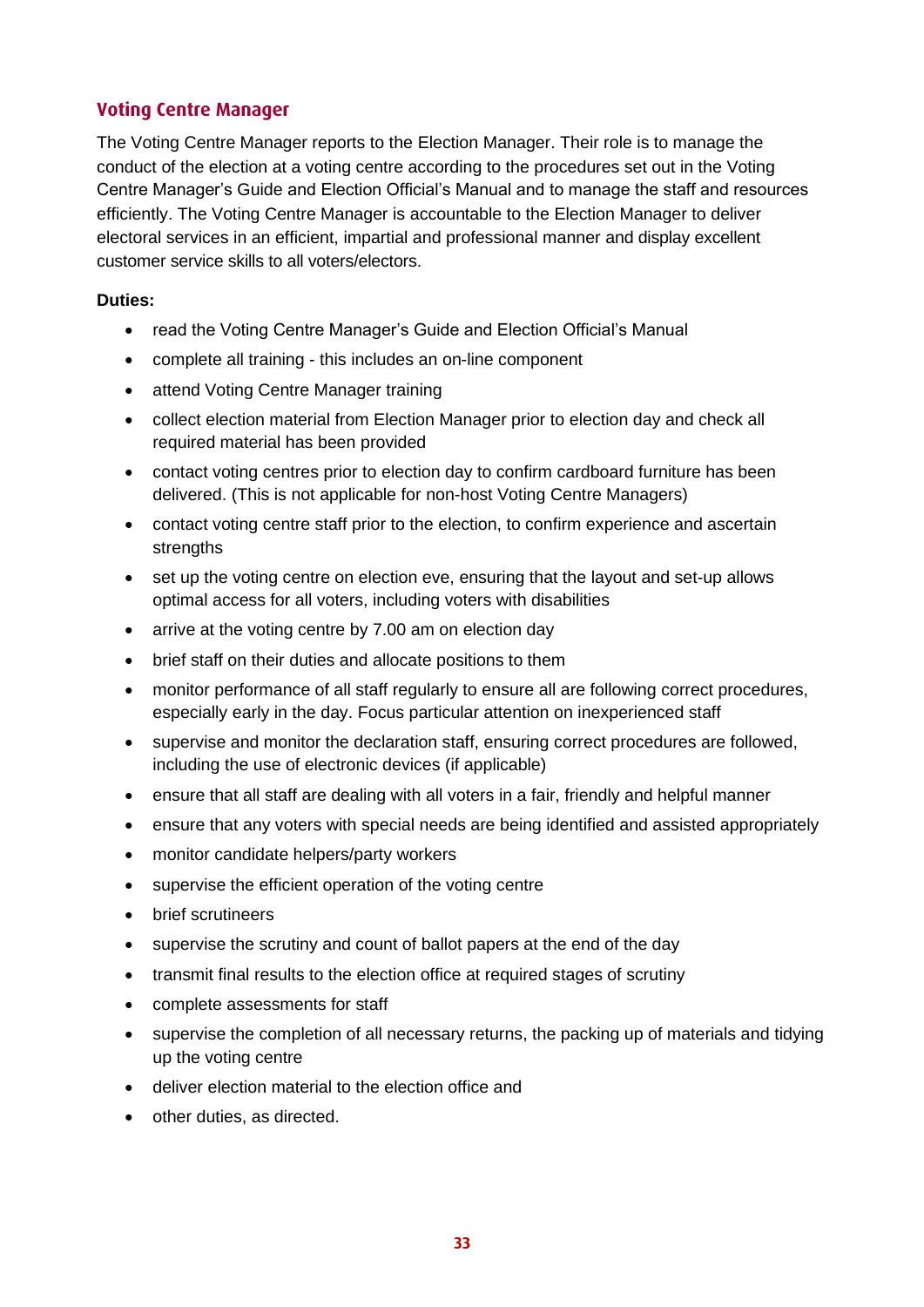## Voting Centre Manager

The Voting Centre Manager reports to the Election Manager. Their role is to manage the conduct of the election at a voting centre according to the procedures set out in the Voting Centre Manager's Guide and Election Official's Manual and to manage the staff and resources efficiently. The Voting Centre Manager is accountable to the Election Manager to deliver electoral services in an efficient, impartial and professional manner and display excellent customer service skills to all voters/electors.

**Duties:**

- read the Voting Centre Manager's Guide and Election Official's Manual
- complete all training - this includes an on-line component
- attend Voting Centre Manager training
- collect election material from Election Manager prior to election day and check all required material has been provided
- contact voting centres prior to election day to confirm cardboard furniture has been delivered. (This is not applicable for non-host Voting Centre Managers)
- contact voting centre staff prior to the election, to confirm experience and ascertain strengths
- set up the voting centre on election eve, ensuring that the layout and set-up allows optimal access for all voters, including voters with disabilities
- arrive at the voting centre by 7.00 am on election day
- brief staff on their duties and allocate positions to them
- monitor performance of all staff regularly to ensure all are following correct procedures, especially early in the day. Focus particular attention on inexperienced staff
- supervise and monitor the declaration staff, ensuring correct procedures are followed, including the use of electronic devices (if applicable)
- ensure that all staff are dealing with all voters in a fair, friendly and helpful manner
- ensure that any voters with special needs are being identified and assisted appropriately
- monitor candidate helpers/party workers
- supervise the efficient operation of the voting centre
- brief scrutineers
- supervise the scrutiny and count of ballot papers at the end of the day
- transmit final results to the election office at required stages of scrutiny
- complete assessments for staff
- supervise the completion of all necessary returns, the packing up of materials and tidying up the voting centre
- deliver election material to the election office and
- other duties, as directed.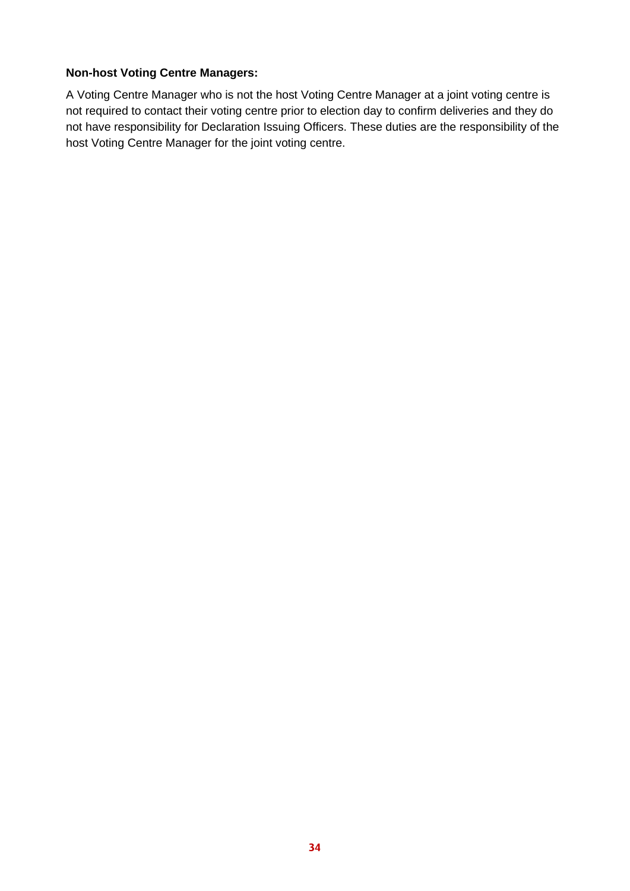**Non-host Voting Centre Managers:**

A Voting Centre Manager who is not the host Voting Centre Manager at a joint voting centre is not required to contact their voting centre prior to election day to confirm deliveries and they do not have responsibility for Declaration Issuing Officers. These duties are the responsibility of the host Voting Centre Manager for the joint voting centre.